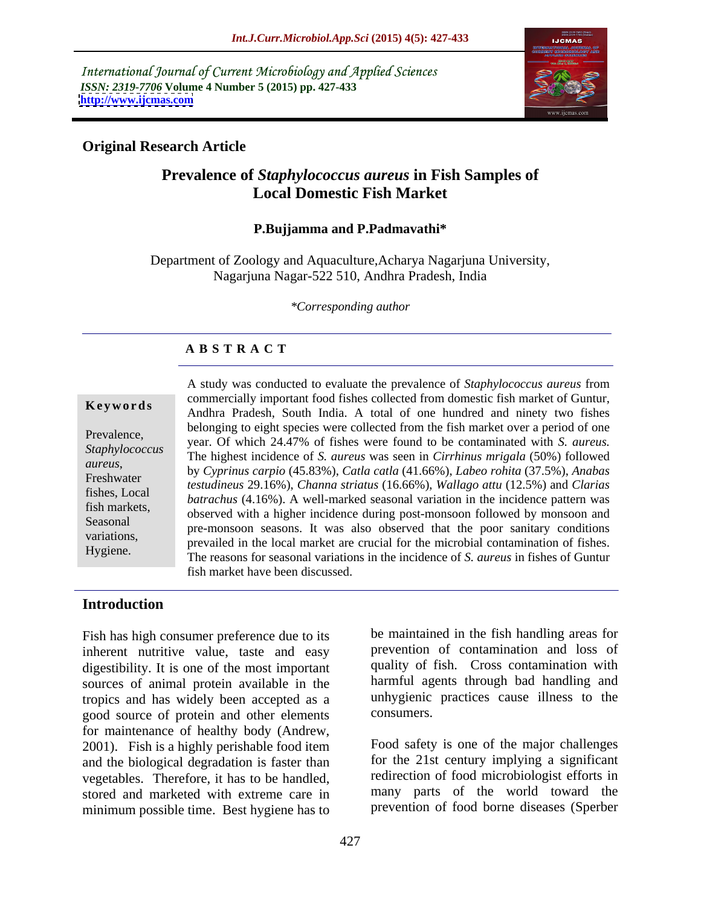International Journal of Current Microbiology and Applied Sciences
*ISSN: 2319-7706* **Volume 4 Number 5 (2015) pp. 427-433**
**http://www.ijcmas.com**

**Original Research Article**

# Prevalence of *Staphylococcus aureus* in Fish Samples of Local Domestic Fish Market

**P.Bujjamma and P.Padmavathi***

Department of Zoology and Aquaculture,Acharya Nagarjuna University, Nagarjuna Nagar-522 510, Andhra Pradesh, India

*\*Corresponding author*

## A B S T R A C T

**Keywords**

Prevalence, *Staphylococcus aureus*, Freshwater fishes, Local fish markets, Seasonal variations, Hygiene.

A study was conducted to evaluate the prevalence of *Staphylococcus aureus* from commercially important food fishes collected from domestic fish market of Guntur, Andhra Pradesh, South India. A total of one hundred and ninety two fishes belonging to eight species were collected from the fish market over a period of one year. Of which 24.47% of fishes were found to be contaminated with *S. aureus.* The highest incidence of *S. aureus* was seen in *Cirrhinus mrigala* (50%) followed by *Cyprinus carpio* (45.83%), *Catla catla* (41.66%), *Labeo rohita* (37.5%), *Anabas testudineus* 29.16%), *Channa striatus* (16.66%), *Wallago attu* (12.5%) and *Clarias batrachus* (4.16%). A well-marked seasonal variation in the incidence pattern was observed with a higher incidence during post-monsoon followed by monsoon and pre-monsoon seasons. It was also observed that the poor sanitary conditions prevailed in the local market are crucial for the microbial contamination of fishes. The reasons for seasonal variations in the incidence of *S. aureus* in fishes of Guntur fish market have been discussed.

## Introduction

Fish has high consumer preference due to its inherent nutritive value, taste and easy digestibility. It is one of the most important sources of animal protein available in the tropics and has widely been accepted as a good source of protein and other elements for maintenance of healthy body (Andrew, 2001). Fish is a highly perishable food item and the biological degradation is faster than vegetables. Therefore, it has to be handled, stored and marketed with extreme care in minimum possible time. Best hygiene has to be maintained in the fish handling areas for prevention of contamination and loss of quality of fish. Cross contamination with harmful agents through bad handling and unhygienic practices cause illness to the consumers.

Food safety is one of the major challenges for the 21st century implying a significant redirection of food microbiologist efforts in many parts of the world toward the prevention of food borne diseases (Sperber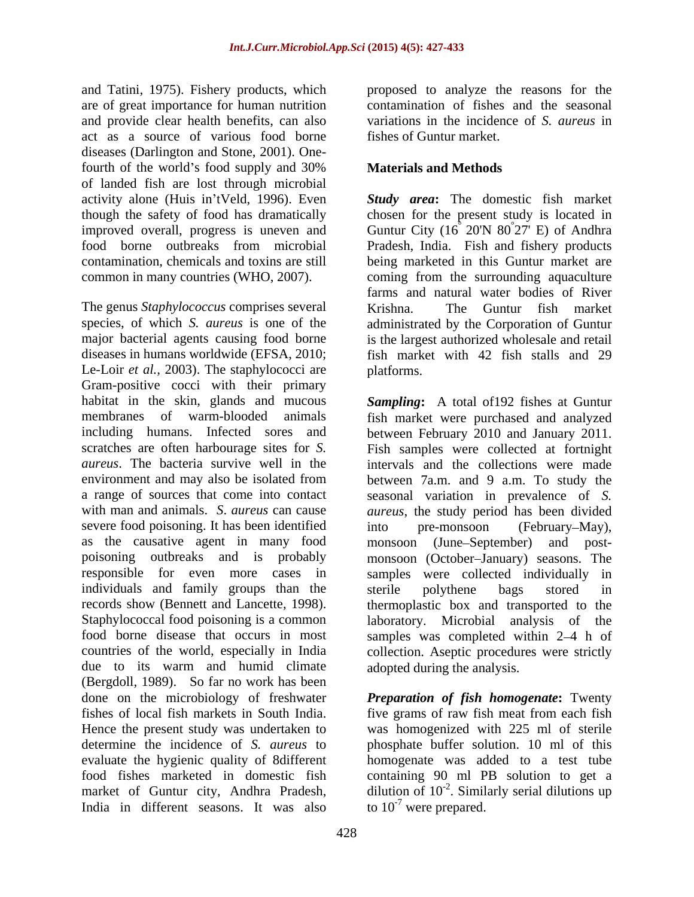and Tatini, 1975). Fishery products, which are of great importance for human nutrition and provide clear health benefits, can also act as a source of various food borne diseases (Darlington and Stone, 2001). One-fourth of the world's food supply and 30% of landed fish are lost through microbial activity alone (Huis in'tVeld, 1996). Even though the safety of food has dramatically improved overall, progress is uneven and food borne outbreaks from microbial contamination, chemicals and toxins are still common in many countries (WHO, 2007).

The genus *Staphylococcus* comprises several species, of which *S. aureus* is one of the major bacterial agents causing food borne diseases in humans worldwide (EFSA, 2010; Le-Loir *et al.,* 2003). The staphylococci are Gram-positive cocci with their primary habitat in the skin, glands and mucous membranes of warm-blooded animals including humans. Infected sores and scratches are often harbourage sites for *S. aureus*. The bacteria survive well in the environment and may also be isolated from a range of sources that come into contact with man and animals. *S. aureus* can cause severe food poisoning. It has been identified as the causative agent in many food poisoning outbreaks and is probably responsible for even more cases in individuals and family groups than the records show (Bennett and Lancette, 1998). Staphylococcal food poisoning is a common food borne disease that occurs in most countries of the world, especially in India due to its warm and humid climate (Bergdoll, 1989). So far no work has been done on the microbiology of freshwater fishes of local fish markets in South India. Hence the present study was undertaken to determine the incidence of *S. aureus* to evaluate the hygienic quality of 8different food fishes marketed in domestic fish market of Guntur city, Andhra Pradesh, India in different seasons. It was also proposed to analyze the reasons for the contamination of fishes and the seasonal variations in the incidence of *S. aureus* in fishes of Guntur market.

## Materials and Methods

***Study area*:** The domestic fish market chosen for the present study is located in Guntur City ($16^{\circ}$ 20'N $80^{\circ}$27' E) of Andhra Pradesh, India. Fish and fishery products being marketed in this Guntur market are coming from the surrounding aquaculture farms and natural water bodies of River Krishna. The Guntur fish market administrated by the Corporation of Guntur is the largest authorized wholesale and retail fish market with 42 fish stalls and 29 platforms.

***Sampling*:** A total of192 fishes at Guntur fish market were purchased and analyzed between February 2010 and January 2011. Fish samples were collected at fortnight intervals and the collections were made between 7a.m. and 9 a.m. To study the seasonal variation in prevalence of *S. aureus*, the study period has been divided into pre-monsoon (February–May), monsoon (June–September) and post-monsoon (October–January) seasons. The samples were collected individually in sterile polythene bags stored in thermoplastic box and transported to the laboratory. Microbial analysis of the samples was completed within 2–4 h of collection. Aseptic procedures were strictly adopted during the analysis.

***Preparation of fish homogenate*:** Twenty five grams of raw fish meat from each fish was homogenized with 225 ml of sterile phosphate buffer solution. 10 ml of this homogenate was added to a test tube containing 90 ml PB solution to get a dilution of $10^{-2}$. Similarly serial dilutions up to $10^{-7}$ were prepared.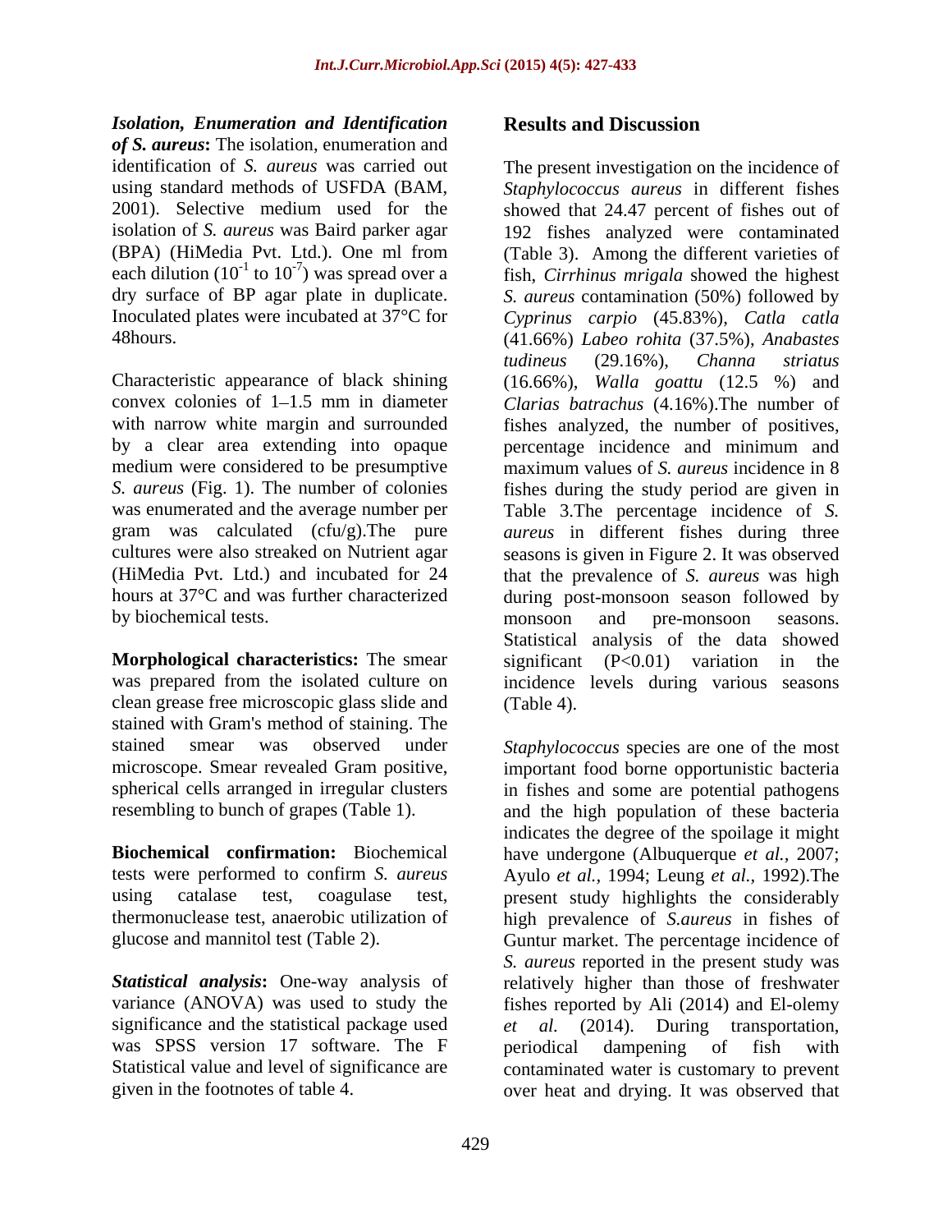***Isolation, Enumeration and Identification of S. aureus*:** The isolation, enumeration and identification of *S. aureus* was carried out using standard methods of USFDA (BAM, 2001). Selective medium used for the isolation of *S. aureus* was Baird parker agar (BPA) (HiMedia Pvt. Ltd.). One ml from each dilution ($10^{-1}$ to $10^{-7}$) was spread over a dry surface of BP agar plate in duplicate. Inoculated plates were incubated at 37°C for 48hours.

Characteristic appearance of black shining convex colonies of 1–1.5 mm in diameter with narrow white margin and surrounded by a clear area extending into opaque medium were considered to be presumptive *S. aureus* (Fig. 1). The number of colonies was enumerated and the average number per gram was calculated (cfu/g).The pure cultures were also streaked on Nutrient agar (HiMedia Pvt. Ltd.) and incubated for 24 hours at 37°C and was further characterized by biochemical tests.

**Morphological characteristics:** The smear was prepared from the isolated culture on clean grease free microscopic glass slide and stained with Gram's method of staining. The stained smear was observed under microscope. Smear revealed Gram positive, spherical cells arranged in irregular clusters resembling to bunch of grapes (Table 1).

**Biochemical confirmation:** Biochemical tests were performed to confirm *S. aureus* using catalase test, coagulase test, thermonuclease test, anaerobic utilization of glucose and mannitol test (Table 2).

***Statistical analysis*:** One-way analysis of variance (ANOVA) was used to study the significance and the statistical package used was SPSS version 17 software. The F Statistical value and level of significance are given in the footnotes of table 4.

## Results and Discussion

The present investigation on the incidence of *Staphylococcus aureus* in different fishes showed that 24.47 percent of fishes out of 192 fishes analyzed were contaminated (Table 3). Among the different varieties of fish, *Cirrhinus mrigala* showed the highest *S. aureus* contamination (50%) followed by *Cyprinus carpio* (45.83%), *Catla catla* (41.66%) *Labeo rohita* (37.5%), *Anabastes tudineus* (29.16%), *Channa striatus* (16.66%), *Walla goattu* (12.5 %) and *Clarias batrachus* (4.16%).The number of fishes analyzed, the number of positives, percentage incidence and minimum and maximum values of *S. aureus* incidence in 8 fishes during the study period are given in Table 3.The percentage incidence of *S. aureus* in different fishes during three seasons is given in Figure 2. It was observed that the prevalence of *S. aureus* was high during post-monsoon season followed by monsoon and pre-monsoon seasons. Statistical analysis of the data showed significant ($P<0.01$) variation in the incidence levels during various seasons (Table 4).

*Staphylococcus* species are one of the most important food borne opportunistic bacteria in fishes and some are potential pathogens and the high population of these bacteria indicates the degree of the spoilage it might have undergone (Albuquerque *et al.*, 2007; Ayulo *et al.*, 1994; Leung *et al.*, 1992).The present study highlights the considerably high prevalence of *S.aureus* in fishes of Guntur market. The percentage incidence of *S. aureus* reported in the present study was relatively higher than those of freshwater fishes reported by Ali (2014) and El-olemy *et al.* (2014). During transportation, periodical dampening of fish with contaminated water is customary to prevent over heat and drying. It was observed that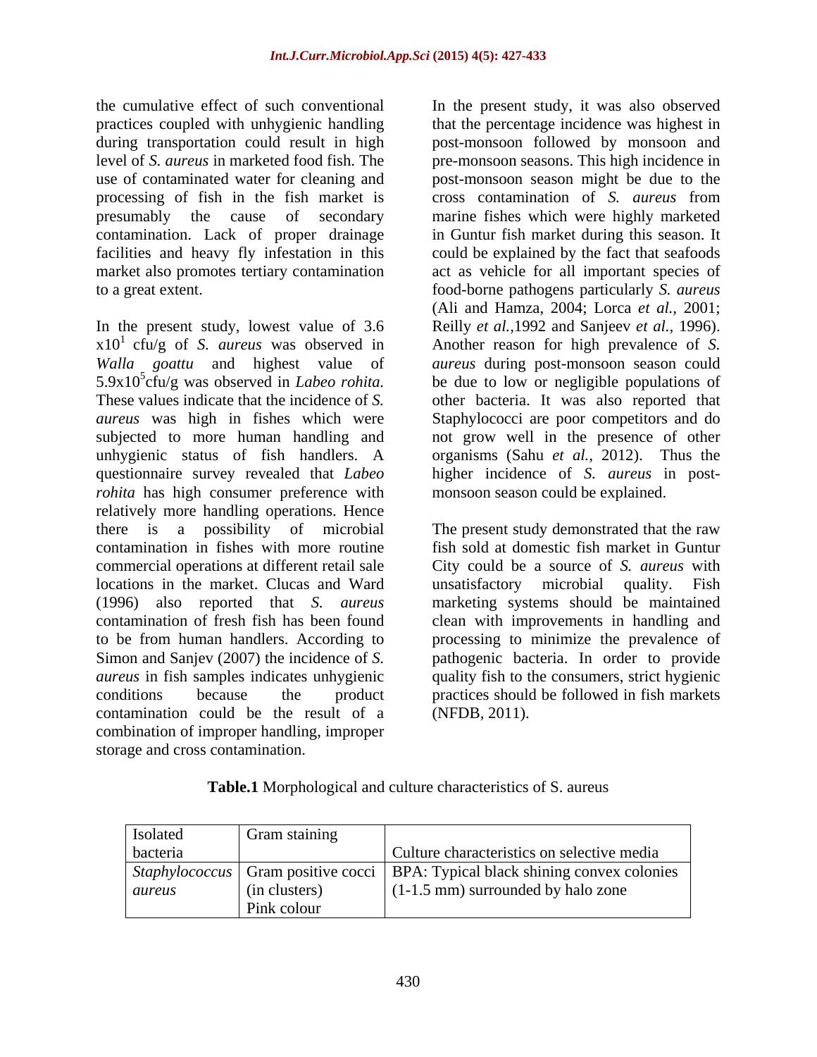the cumulative effect of such conventional practices coupled with unhygienic handling during transportation could result in high level of *S. aureus* in marketed food fish. The use of contaminated water for cleaning and processing of fish in the fish market is presumably the cause of secondary contamination. Lack of proper drainage facilities and heavy fly infestation in this market also promotes tertiary contamination to a great extent.

In the present study, lowest value of 3.6 $x10^1$ cfu/g of *S. aureus* was observed in *Walla goattu* and highest value of $5.9x10^5$cfu/g was observed in *Labeo rohita.* These values indicate that the incidence of *S. aureus* was high in fishes which were subjected to more human handling and unhygienic status of fish handlers. A questionnaire survey revealed that *Labeo rohita* has high consumer preference with relatively more handling operations. Hence there is a possibility of microbial contamination in fishes with more routine commercial operations at different retail sale locations in the market. Clucas and Ward (1996) also reported that *S. aureus* contamination of fresh fish has been found to be from human handlers. According to Simon and Sanjev (2007) the incidence of *S. aureus* in fish samples indicates unhygienic conditions because the product contamination could be the result of a combination of improper handling, improper storage and cross contamination.

In the present study, it was also observed that the percentage incidence was highest in post-monsoon followed by monsoon and pre-monsoon seasons. This high incidence in post-monsoon season might be due to the cross contamination of *S. aureus* from marine fishes which were highly marketed in Guntur fish market during this season. It could be explained by the fact that seafoods act as vehicle for all important species of food-borne pathogens particularly *S. aureus* (Ali and Hamza, 2004; Lorca *et al.*, 2001; Reilly *et al.*,1992 and Sanjeev *et al.*, 1996). Another reason for high prevalence of *S. aureus* during post-monsoon season could be due to low or negligible populations of other bacteria. It was also reported that Staphylococci are poor competitors and do not grow well in the presence of other organisms (Sahu *et al.*, 2012). Thus the higher incidence of *S. aureus* in post-monsoon season could be explained.

The present study demonstrated that the raw fish sold at domestic fish market in Guntur City could be a source of *S. aureus* with unsatisfactory microbial quality. Fish marketing systems should be maintained clean with improvements in handling and processing to minimize the prevalence of pathogenic bacteria. In order to provide quality fish to the consumers, strict hygienic practices should be followed in fish markets (NFDB, 2011).

**Table.1** Morphological and culture characteristics of S. aureus

| Isolated bacteria | Gram staining | Culture characteristics on selective media |
|---|---|---|
| *Staphylococcus aureus* | Gram positive cocci (in clusters) Pink colour | BPA: Typical black shining convex colonies (1-1.5 mm) surrounded by halo zone |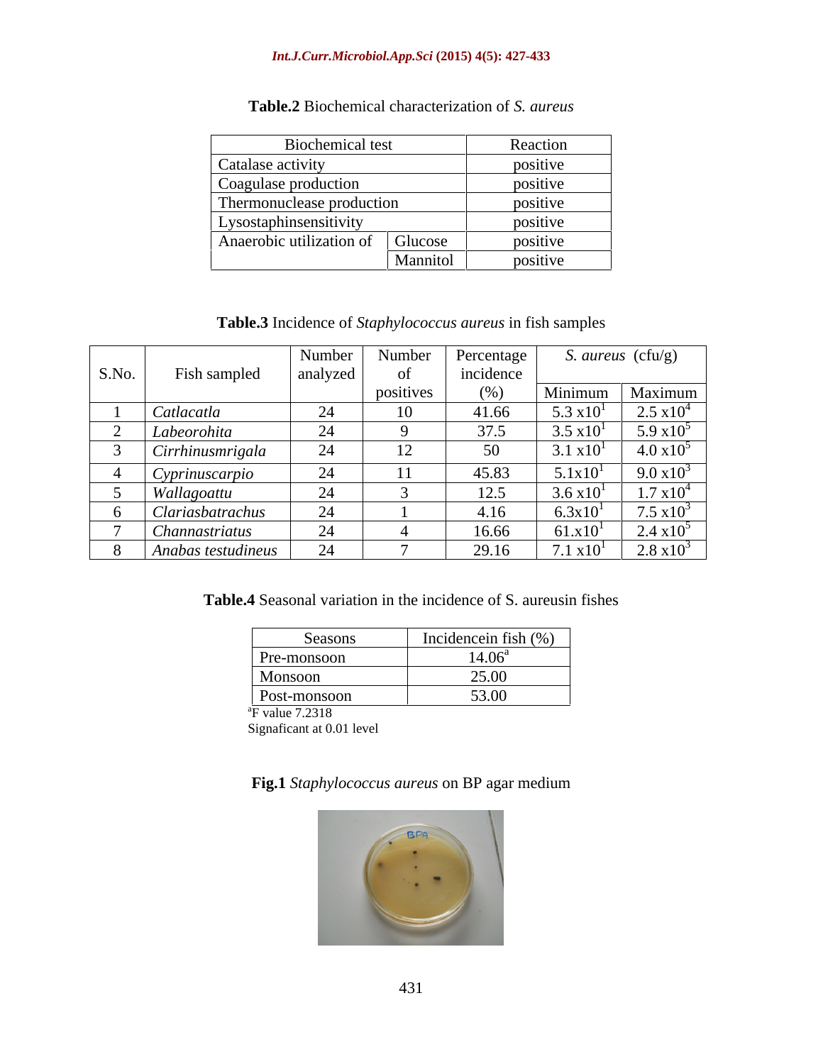**Table.2** Biochemical characterization of *S. aureus*

| Biochemical test | | Reaction |
|---|---|---|
| Catalase activity | | positive |
| Coagulase production | | positive |
| Thermonuclease production | | positive |
| Lysostaphinsensitivity | | positive |
| Anaerobic utilization of | Glucose | positive |
| | Mannitol | positive |

**Table.3** Incidence of *Staphylococcus aureus* in fish samples

| S.No. | Fish sampled | Number analyzed | Number of positives | Percentage incidence (%) | *S. aureus* (cfu/g) | |
|---|---|---|---|---|---|---|
| | | | | | Minimum | Maximum |
| 1 | *Catlacatla* | 24 | 10 | 41.66 | $5.3 \times 10^1$ | $2.5 \times 10^4$ |
| 2 | *Labeorohita* | 24 | 9 | 37.5 | $3.5 \times 10^1$ | $5.9 \times 10^5$ |
| 3 | *Cirrhinusmrigala* | 24 | 12 | 50 | $3.1 \times 10^1$ | $4.0 \times 10^5$ |
| 4 | *Cyprinuscarpio* | 24 | 11 | 45.83 | $5.1 \times 10^1$ | $9.0 \times 10^3$ |
| 5 | *Wallagoattu* | 24 | 3 | 12.5 | $3.6 \times 10^1$ | $1.7 \times 10^4$ |
| 6 | *Clariasbatrachus* | 24 | 1 | 4.16 | $6.3 \times 10^1$ | $7.5 \times 10^3$ |
| 7 | *Channastriatus* | 24 | 4 | 16.66 | $61. \times 10^1$ | $2.4 \times 10^5$ |
| 8 | *Anabas testudineus* | 24 | 7 | 29.16 | $7.1 \times 10^1$ | $2.8 \times 10^3$ |

**Table.4** Seasonal variation in the incidence of S. aureusin fishes

| Seasons | Incidencein fish (%) |
|---|---|
| Pre-monsoon | 14.06[a] |
| Monsoon | 25.00 |
| Post-monsoon | 53.00 |

[a]F value 7.2318
Signaficant at 0.01 level

**Fig.1** *Staphylococcus aureus* on BP agar medium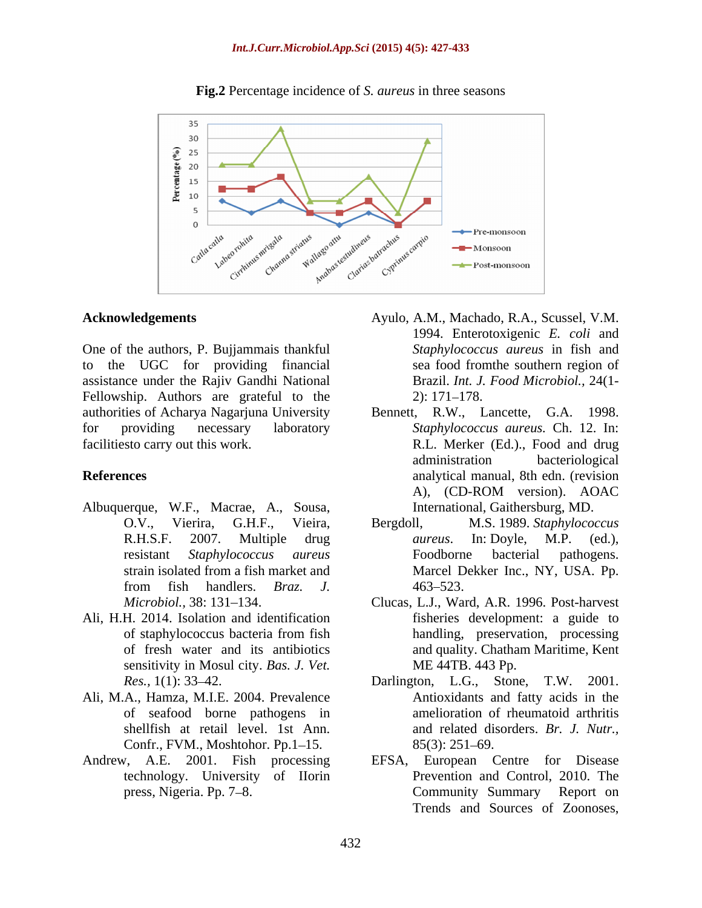**Fig.2** Percentage incidence of *S. aureus* in three seasons

## Acknowledgements

One of the authors, P. Bujjammais thankful to the UGC for providing financial assistance under the Rajiv Gandhi National Fellowship. Authors are grateful to the authorities of Acharya Nagarjuna University for providing necessary laboratory facilitiesto carry out this work.

## References

Albuquerque, W.F., Macrae, A., Sousa, O.V., Vierira, G.H.F., Vieira, R.H.S.F. 2007. Multiple drug resistant *Staphylococcus aureus* strain isolated from a fish market and from fish handlers. *Braz. J. Microbiol.*, 38: 131–134.

Ali, H.H. 2014. Isolation and identification of staphylococcus bacteria from fish of fresh water and its antibiotics sensitivity in Mosul city. *Bas. J. Vet. Res.*, 1(1): 33–42.

Ali, M.A., Hamza, M.I.E. 2004. Prevalence of seafood borne pathogens in shellfish at retail level. 1st Ann. Confr., FVM., Moshtohor. Pp.1–15.

Andrew, A.E. 2001. Fish processing technology. University of IIorin press, Nigeria. Pp. 7–8.

Ayulo, A.M., Machado, R.A., Scussel, V.M. 1994. Enterotoxigenic *E. coli* and *Staphylococcus aureus* in fish and sea food fromthe southern region of Brazil. *Int. J. Food Microbiol.*, 24(1-2): 171–178.

Bennett, R.W., Lancette, G.A. 1998. *Staphylococcus aureus*. Ch. 12. In: R.L. Merker (Ed.)., Food and drug administration bacteriological analytical manual, 8th edn. (revision A), (CD-ROM version). AOAC International, Gaithersburg, MD.

Bergdoll, M.S. 1989. *Staphylococcus aureus*. In: Doyle, M.P. (ed.), Foodborne bacterial pathogens. Marcel Dekker Inc., NY, USA. Pp. 463–523.

Clucas, L.J., Ward, A.R. 1996. Post-harvest fisheries development: a guide to handling, preservation, processing and quality. Chatham Maritime, Kent ME 44TB. 443 Pp.

Darlington, L.G., Stone, T.W. 2001. Antioxidants and fatty acids in the amelioration of rheumatoid arthritis and related disorders. *Br. J. Nutr.*, 85(3): 251–69.

EFSA, European Centre for Disease Prevention and Control, 2010. The Community Summary Report on Trends and Sources of Zoonoses,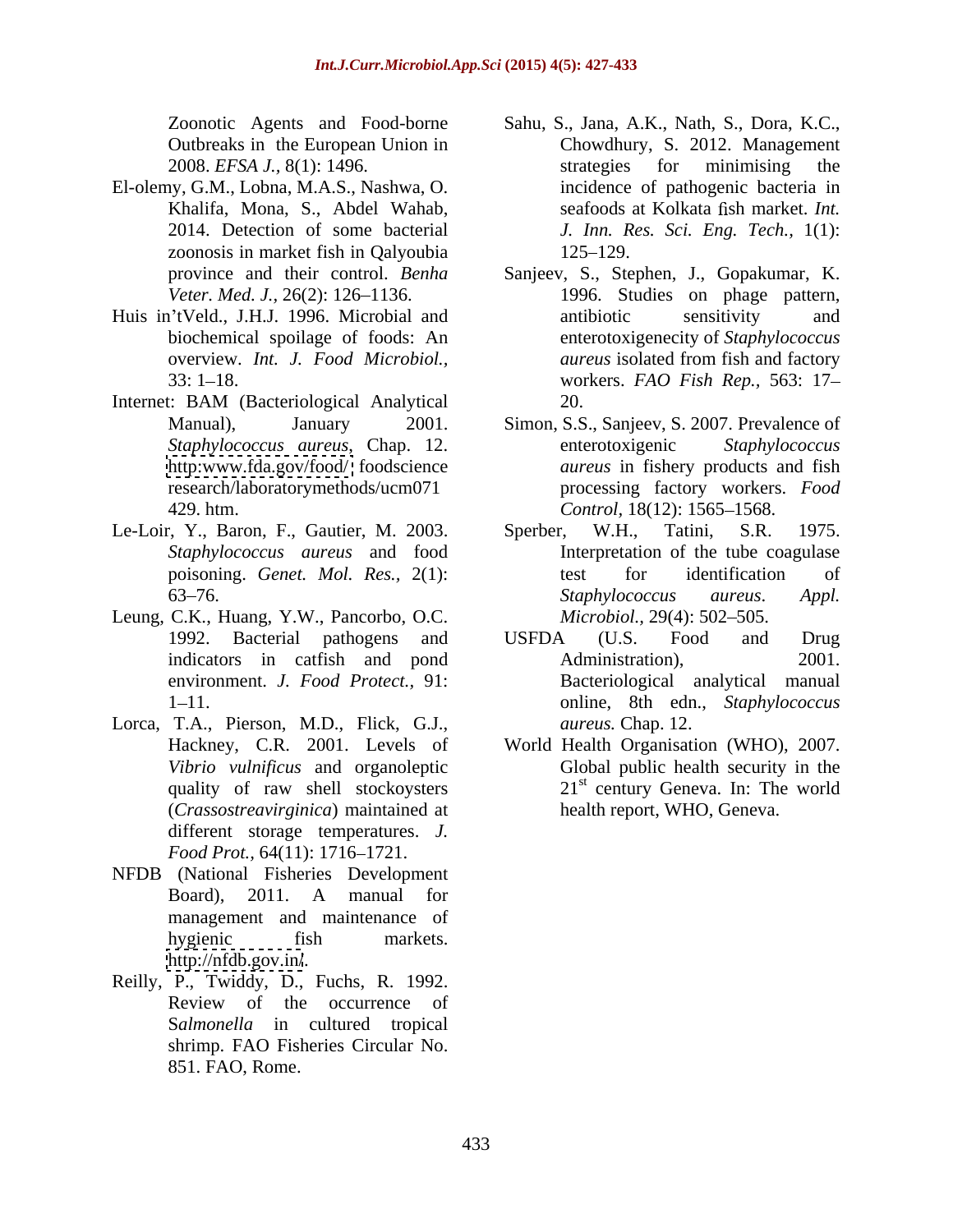Zoonotic Agents and Food-borne Outbreaks in the European Union in 2008. *EFSA J.,* 8(1): 1496.

El-olemy, G.M., Lobna, M.A.S., Nashwa, O. Khalifa, Mona, S., Abdel Wahab, 2014. Detection of some bacterial zoonosis in market fish in Qalyoubia province and their control. *Benha Veter. Med. J.,* 26(2): 126–1136.

Huis in'tVeld., J.H.J. 1996. Microbial and biochemical spoilage of foods: An overview. *Int. J. Food Microbiol.,* 33: 1–18.

Internet: BAM (Bacteriological Analytical Manual), January 2001. *Staphylococcus aureus*, Chap. 12. http:www.fda.gov/food/ foodscience research/laboratorymethods/ucm071 429. htm.

Le-Loir, Y., Baron, F., Gautier, M. 2003. *Staphylococcus aureus* and food poisoning. *Genet. Mol. Res.,* 2(1): 63–76.

Leung, C.K., Huang, Y.W., Pancorbo, O.C. 1992. Bacterial pathogens and indicators in catfish and pond environment. *J. Food Protect.,* 91: 1–11.

Lorca, T.A., Pierson, M.D., Flick, G.J., Hackney, C.R. 2001. Levels of *Vibrio vulnificus* and organoleptic quality of raw shell stockoysters (*Crassostreavirginica*) maintained at different storage temperatures. *J. Food Prot.,* 64(11): 1716–1721.

NFDB (National Fisheries Development Board), 2011. A manual for management and maintenance of hygienic fish markets. http://nfdb.gov.in/.

Reilly, P., Twiddy, D., Fuchs, R. 1992. Review of the occurrence of S*almonella* in cultured tropical shrimp. FAO Fisheries Circular No. 851. FAO, Rome.

Sahu, S., Jana, A.K., Nath, S., Dora, K.C., Chowdhury, S. 2012. Management strategies for minimising the incidence of pathogenic bacteria in seafoods at Kolkata fish market. *Int. J. Inn. Res. Sci. Eng. Tech.,* 1(1): 125–129.

Sanjeev, S., Stephen, J., Gopakumar, K. 1996. Studies on phage pattern, antibiotic sensitivity and enterotoxigenecity of *Staphylococcus aureus* isolated from fish and factory workers. *FAO Fish Rep.,* 563: 17–20.

Simon, S.S., Sanjeev, S. 2007. Prevalence of enterotoxigenic *Staphylococcus aureus* in fishery products and fish processing factory workers. *Food Control*, 18(12): 1565–1568.

Sperber, W.H., Tatini, S.R. 1975. Interpretation of the tube coagulase test for identification of *Staphylococcus aureus*. *Appl. Microbiol.,* 29(4): 502–505.

USFDA (U.S. Food and Drug Administration), 2001. Bacteriological analytical manual online, 8th edn., *Staphylococcus aureus.* Chap. 12.

World Health Organisation (WHO), 2007. Global public health security in the 21st century Geneva. In: The world health report, WHO, Geneva.